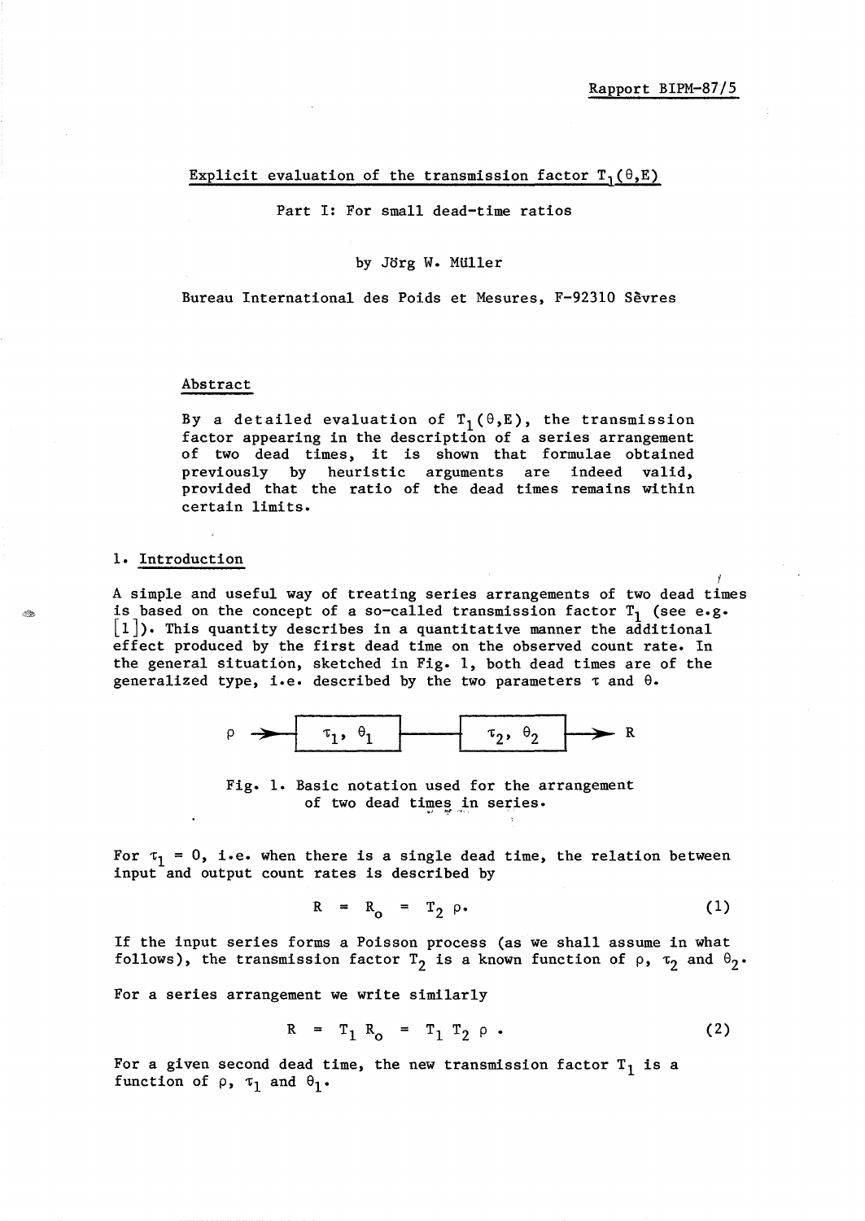Rapport BIPM-87/5

# Explicit evaluation of the transmission factor $T_1(\theta,E)$

Part I: For small dead-time ratios

by Jörg W. Müller

Bureau International des Poids et Mesures, F-92310 Sèvres

## Abstract

By a detailed evaluation of $T_1(\theta,E)$, the transmission factor appearing in the description of a series arrangement of two dead times, it is shown that formulae obtained previously by heuristic arguments are indeed valid, provided that the ratio of the dead times remains within certain limits.

## 1. Introduction

A simple and useful way of treating series arrangements of two dead times is based on the concept of a so-called transmission factor $T_1$ (see e.g. [1]). This quantity describes in a quantitative manner the additional effect produced by the first dead time on the observed count rate. In the general situation, sketched in Fig. 1, both dead times are of the generalized type, i.e. described by the two parameters $\tau$ and $\theta$.

$$\rho \longrightarrow \boxed{\tau_1,\ \theta_1} \longrightarrow \boxed{\tau_2,\ \theta_2} \longrightarrow R$$

Fig. 1. Basic notation used for the arrangement of two dead times in series.

For $\tau_1 = 0$, i.e. when there is a single dead time, the relation between input and output count rates is described by

$$R = R_o = T_2\ \rho. \tag{1}$$

If the input series forms a Poisson process (as we shall assume in what follows), the transmission factor $T_2$ is a known function of $\rho$, $\tau_2$ and $\theta_2$.

For a series arrangement we write similarly

$$R = T_1\ R_o = T_1\ T_2\ \rho\ . \tag{2}$$

For a given second dead time, the new transmission factor $T_1$ is a function of $\rho$, $\tau_1$ and $\theta_1$.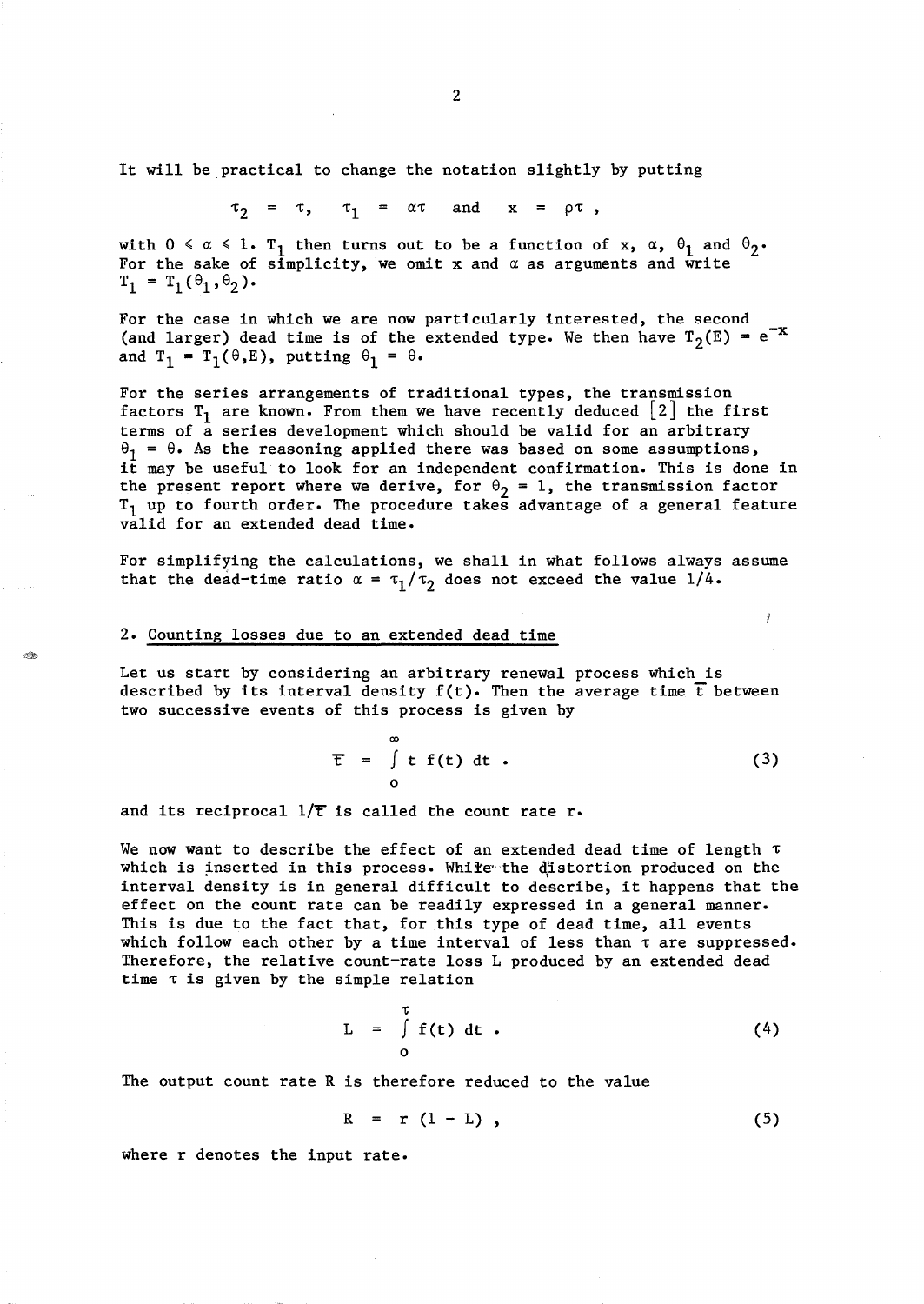It will be practical to change the notation slightly by putting

$$\tau_2 = \tau, \quad \tau_1 = \alpha\tau \quad \text{and} \quad x = \rho\tau ,$$

with $0 \leq \alpha \leq 1$. $T_1$ then turns out to be a function of x, $\alpha$, $\theta_1$ and $\theta_2$. For the sake of simplicity, we omit x and $\alpha$ as arguments and write $T_1 = T_1(\theta_1, \theta_2)$.

For the case in which we are now particularly interested, the second (and larger) dead time is of the extended type. We then have $T_2(E) = e^{-x}$ and $T_1 = T_1(\theta, E)$, putting $\theta_1 = \theta$.

For the series arrangements of traditional types, the transmission factors $T_1$ are known. From them we have recently deduced [2] the first terms of a series development which should be valid for an arbitrary $\theta_1 = \theta$. As the reasoning applied there was based on some assumptions, it may be useful to look for an independent confirmation. This is done in the present report where we derive, for $\theta_2 = 1$, the transmission factor $T_1$ up to fourth order. The procedure takes advantage of a general feature valid for an extended dead time.

For simplifying the calculations, we shall in what follows always assume that the dead-time ratio $\alpha = \tau_1/\tau_2$ does not exceed the value 1/4.

## 2. Counting losses due to an extended dead time

Let us start by considering an arbitrary renewal process which is described by its interval density $f(t)$. Then the average time $\bar{t}$ between two successive events of this process is given by

$$\bar{t} = \int_0^\infty t \, f(t) \, dt \, . \tag{3}$$

and its reciprocal $1/\bar{t}$ is called the count rate r.

We now want to describe the effect of an extended dead time of length $\tau$ which is inserted in this process. While the distortion produced on the interval density is in general difficult to describe, it happens that the effect on the count rate can be readily expressed in a general manner. This is due to the fact that, for this type of dead time, all events which follow each other by a time interval of less than $\tau$ are suppressed. Therefore, the relative count-rate loss L produced by an extended dead time $\tau$ is given by the simple relation

$$L = \int_0^\tau f(t) \, dt \, . \tag{4}$$

The output count rate R is therefore reduced to the value

$$R = r \, (1 - L) \, , \tag{5}$$

where r denotes the input rate.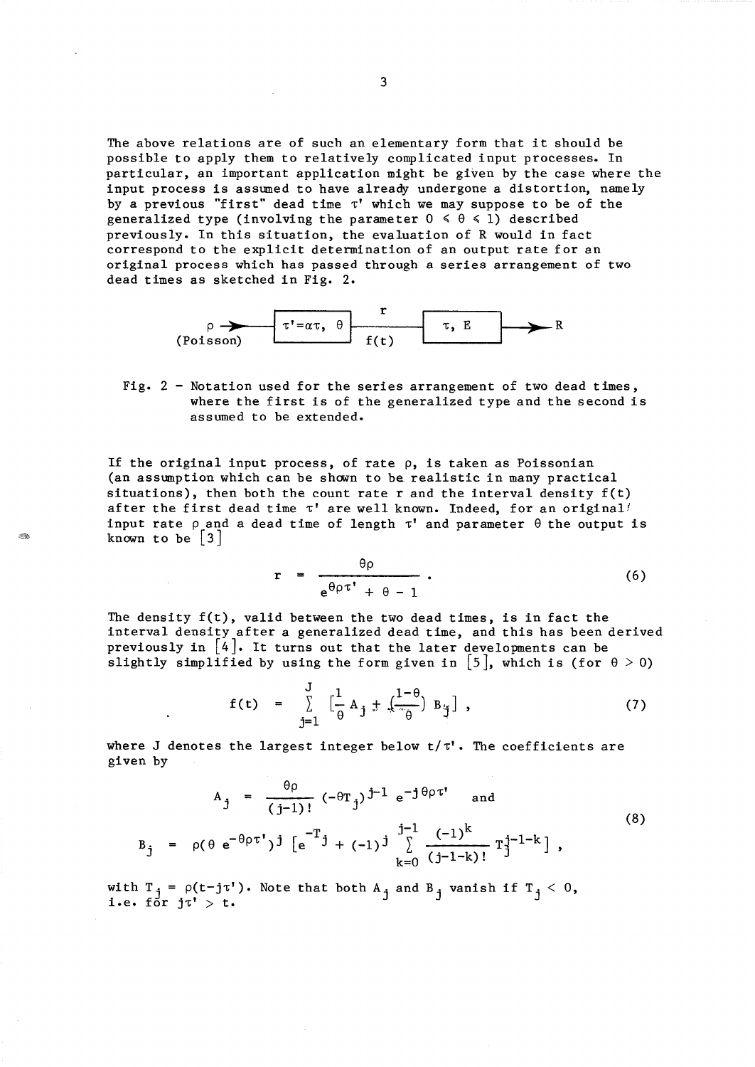The above relations are of such an elementary form that it should be possible to apply them to relatively complicated input processes. In particular, an important application might be given by the case where the input process is assumed to have already undergone a distortion, namely by a previous "first" dead time $\tau'$ which we may suppose to be of the generalized type (involving the parameter $0 \leqslant \theta \leqslant 1$) described previously. In this situation, the evaluation of R would in fact correspond to the explicit determination of an output rate for an original process which has passed through a series arrangement of two dead times as sketched in Fig. 2.

$\rho$ (Poisson) → [ $\tau' = \alpha\tau$, $\theta$ ] → $r$, $f(t)$ → [ $\tau$, E ] → R

Fig. 2 - Notation used for the series arrangement of two dead times, where the first is of the generalized type and the second is assumed to be extended.

If the original input process, of rate $\rho$, is taken as Poissonian (an assumption which can be shown to be realistic in many practical situations), then both the count rate r and the interval density f(t) after the first dead time $\tau'$ are well known. Indeed, for an original input rate $\rho$ and a dead time of length $\tau'$ and parameter $\theta$ the output is known to be [3]

$$r = \frac{\theta\rho}{e^{\theta\rho\tau'} + \theta - 1} . \tag{6}$$

The density f(t), valid between the two dead times, is in fact the interval density after a generalized dead time, and this has been derived previously in [4]. It turns out that the later developments can be slightly simplified by using the form given in [5], which is (for $\theta > 0$)

$$f(t) = \sum_{j=1}^{J} \left[\frac{1}{\theta} A_j + \left(\frac{1-\theta}{\theta}\right) B_j\right] , \tag{7}$$

where J denotes the largest integer below $t/\tau'$. The coefficients are given by

$$A_j = \frac{\theta\rho}{(j-1)!} (-\theta T_j)^{j-1} e^{-j\theta\rho\tau'} \quad \text{and}$$
$$B_j = \rho(\theta\, e^{-\theta\rho\tau'})^j \left[e^{-T_j} + (-1)^j \sum_{k=0}^{j-1} \frac{(-1)^k}{(j-1-k)!} T_j^{j-1-k}\right] , \tag{8}$$

with $T_j = \rho(t - j\tau')$. Note that both $A_j$ and $B_j$ vanish if $T_j < 0$, i.e. for $j\tau' > t$.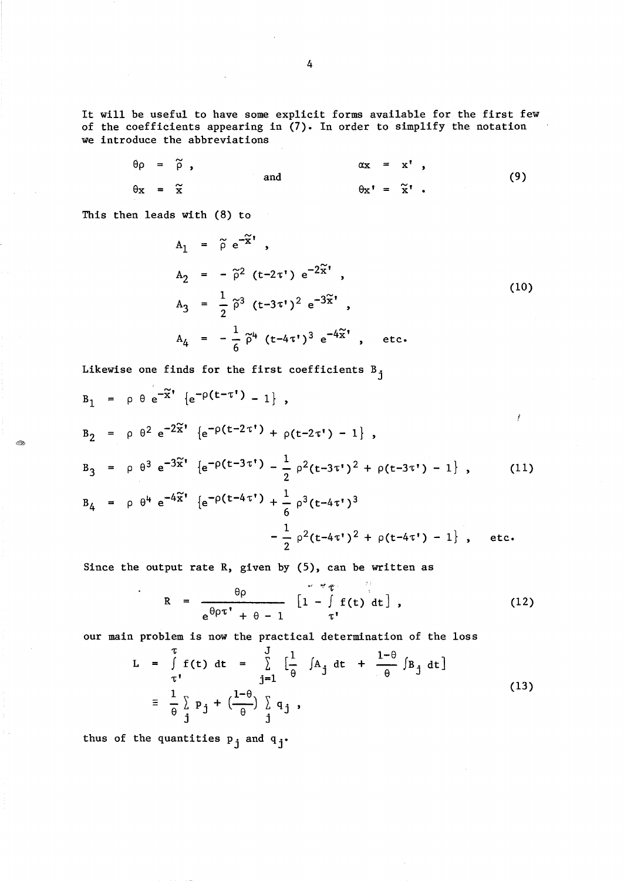It will be useful to have some explicit forms available for the first few of the coefficients appearing in (7). In order to simplify the notation we introduce the abbreviations

$$\theta\rho = \tilde{\rho}\,, \qquad \text{and} \qquad \alpha x = x'\,, \tag{9}$$
$$\theta x = \tilde{x} \qquad\qquad\qquad \theta x' = \tilde{x}'\,.$$

This then leads with (8) to

$$\begin{aligned}
A_1 &= \tilde{\rho}\, e^{-\tilde{x}'}\,, \\
A_2 &= -\,\tilde{\rho}^2\,(t-2\tau')\, e^{-2\tilde{x}'}\,, \\
A_3 &= \frac{1}{2}\,\tilde{\rho}^3\,(t-3\tau')^2\, e^{-3\tilde{x}'}\,, \\
A_4 &= -\,\frac{1}{6}\,\tilde{\rho}^4\,(t-4\tau')^3\, e^{-4\tilde{x}'}\,, \quad \text{etc.}
\end{aligned} \tag{10}$$

Likewise one finds for the first coefficients $B_j$

$$\begin{aligned}
B_1 &= \rho\,\theta\, e^{-\tilde{x}'}\,\{e^{-\rho(t-\tau')} - 1\}\,, \\
B_2 &= \rho\,\theta^2\, e^{-2\tilde{x}'}\,\{e^{-\rho(t-2\tau')} + \rho(t-2\tau') - 1\}\,, \\
B_3 &= \rho\,\theta^3\, e^{-3\tilde{x}'}\,\{e^{-\rho(t-3\tau')} - \frac{1}{2}\,\rho^2(t-3\tau')^2 + \rho(t-3\tau') - 1\}\,, \\
B_4 &= \rho\,\theta^4\, e^{-4\tilde{x}'}\,\{e^{-\rho(t-4\tau')} + \frac{1}{6}\,\rho^3(t-4\tau')^3 \\
&\qquad\qquad - \frac{1}{2}\,\rho^2(t-4\tau')^2 + \rho(t-4\tau') - 1\}\,, \quad \text{etc.}
\end{aligned} \tag{11}$$

Since the output rate R, given by (5), can be written as

$$R = \frac{\theta\rho}{e^{\theta\rho\tau'} + \theta - 1}\,\left[1 - \int_{\tau'}^{\tau} f(t)\,dt\right]\,, \tag{12}$$

our main problem is now the practical determination of the loss

$$\begin{aligned}
L &= \int_{\tau'}^{\tau} f(t)\,dt = \sum_{j=1}^{J}\left[\frac{1}{\theta}\int A_j\,dt + \frac{1-\theta}{\theta}\int B_j\,dt\right] \\
&\equiv \frac{1}{\theta}\sum_j p_j + \left(\frac{1-\theta}{\theta}\right)\sum_j q_j\,,
\end{aligned} \tag{13}$$

thus of the quantities $p_j$ and $q_j$.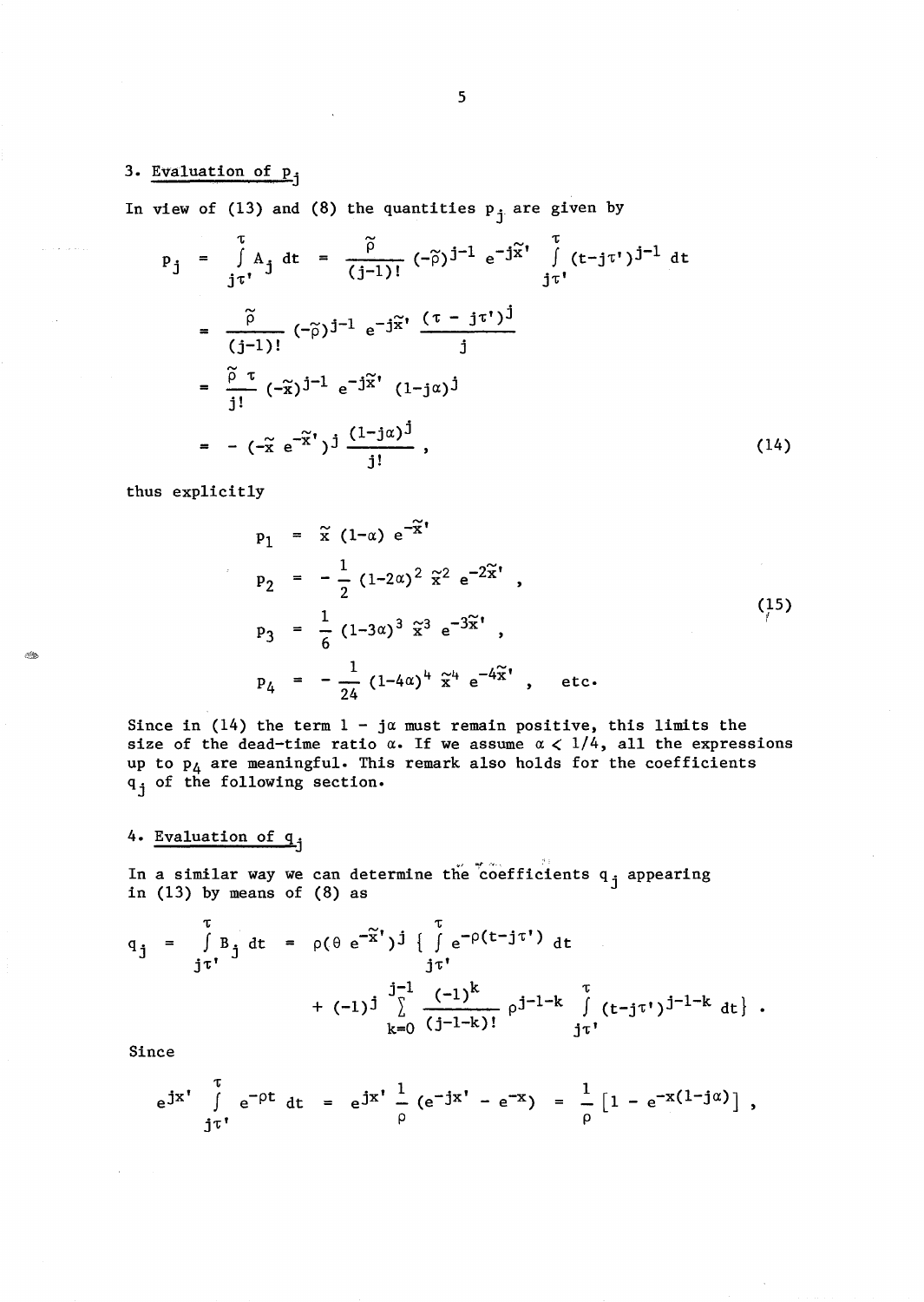## 3. Evaluation of $p_j$

In view of (13) and (8) the quantities $p_j$ are given by

$$
\begin{aligned}
p_j &= \int_{j\tau'}^{\tau} A_j \, dt = \frac{\tilde{\rho}}{(j-1)!} (-\tilde{\rho})^{j-1} e^{-j\tilde{x}'} \int_{j\tau'}^{\tau} (t-j\tau')^{j-1} \, dt \\
&= \frac{\tilde{\rho}}{(j-1)!} (-\tilde{\rho})^{j-1} e^{-j\tilde{x}'} \frac{(\tau - j\tau')^j}{j} \\
&= \frac{\tilde{\rho}\,\tau}{j!} (-\tilde{x})^{j-1} e^{-j\tilde{x}'} (1-j\alpha)^j \\
&= -(-\tilde{x}\, e^{-\tilde{x}'})^j \frac{(1-j\alpha)^j}{j!} ,
\end{aligned}
\tag{14}
$$

thus explicitly

$$
\begin{aligned}
p_1 &= \tilde{x}\,(1-\alpha)\, e^{-\tilde{x}'} \\
p_2 &= -\frac{1}{2} (1-2\alpha)^2 \, \tilde{x}^2 \, e^{-2\tilde{x}'} , \\
p_3 &= \frac{1}{6} (1-3\alpha)^3 \, \tilde{x}^3 \, e^{-3\tilde{x}'} , \\
p_4 &= -\frac{1}{24} (1-4\alpha)^4 \, \tilde{x}^4 \, e^{-4\tilde{x}'} , \quad \text{etc.}
\end{aligned}
\tag{15}
$$

Since in (14) the term $1 - j\alpha$ must remain positive, this limits the size of the dead-time ratio $\alpha$. If we assume $\alpha < 1/4$, all the expressions up to $p_4$ are meaningful. This remark also holds for the coefficients $q_j$ of the following section.

## 4. Evaluation of $q_j$

In a similar way we can determine the coefficients $q_j$ appearing in (13) by means of (8) as

$$
\begin{aligned}
q_j = \int_{j\tau'}^{\tau} B_j \, dt = \rho(\theta\, e^{-\tilde{x}'})^j \Big\{ &\int_{j\tau'}^{\tau} e^{-\rho(t-j\tau')} \, dt \\
&+ (-1)^j \sum_{k=0}^{j-1} \frac{(-1)^k}{(j-1-k)!} \rho^{j-1-k} \int_{j\tau'}^{\tau} (t-j\tau')^{j-1-k} \, dt \Big\} .
\end{aligned}
$$

Since

$$
e^{jx'} \int_{j\tau'}^{\tau} e^{-\rho t} \, dt = e^{jx'} \frac{1}{\rho} (e^{-jx'} - e^{-x}) = \frac{1}{\rho} \left[ 1 - e^{-x(1-j\alpha)} \right] ,
$$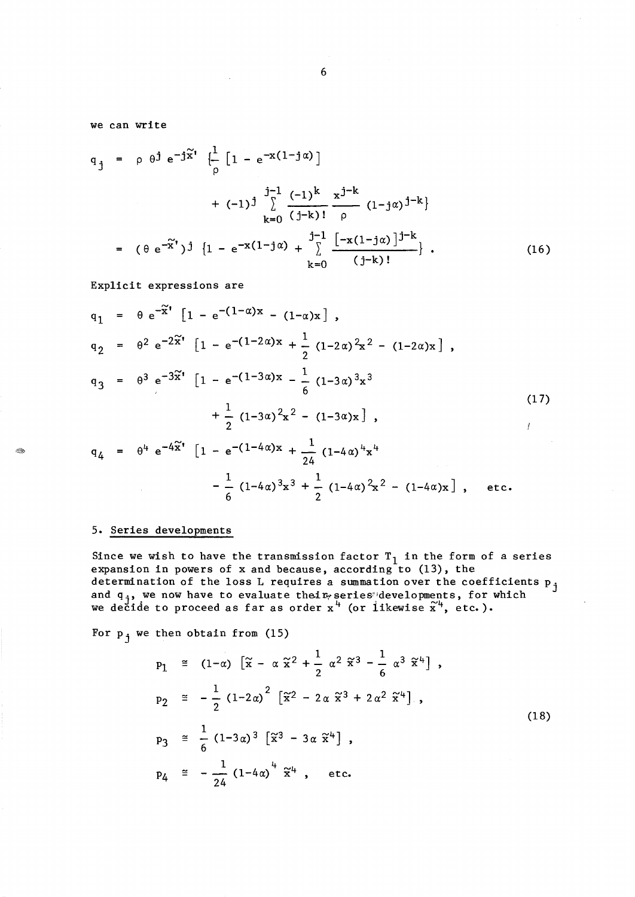we can write

$$
\begin{aligned}
q_j &= \rho\, \theta^j e^{-j\tilde{x}'} \Big\{ \frac{1}{\rho} \left[1 - e^{-x(1-j\alpha)}\right] \\
&\qquad + (-1)^j \sum_{k=0}^{j-1} \frac{(-1)^k}{(j-k)!} \frac{x^{j-k}}{\rho} (1-j\alpha)^{j-k} \Big\} \\
&= (\theta\, e^{-\tilde{x}'})^j \Big\{ 1 - e^{-x(1-j\alpha)} + \sum_{k=0}^{j-1} \frac{\left[-x(1-j\alpha)\right]^{j-k}}{(j-k)!} \Big\} .
\end{aligned}
\tag{16}
$$

Explicit expressions are

$$
\begin{aligned}
q_1 &= \theta\, e^{-\tilde{x}'} \left[1 - e^{-(1-\alpha)x} - (1-\alpha)x\right] , \\
q_2 &= \theta^2 e^{-2\tilde{x}'} \left[1 - e^{-(1-2\alpha)x} + \frac{1}{2} (1-2\alpha)^2 x^2 - (1-2\alpha)x\right] , \\
q_3 &= \theta^3 e^{-3\tilde{x}'} \Big[1 - e^{-(1-3\alpha)x} - \frac{1}{6} (1-3\alpha)^3 x^3 \\
&\qquad + \frac{1}{2} (1-3\alpha)^2 x^2 - (1-3\alpha)x\Big] , \\
q_4 &= \theta^4 e^{-4\tilde{x}'} \Big[1 - e^{-(1-4\alpha)x} + \frac{1}{24} (1-4\alpha)^4 x^4 \\
&\qquad - \frac{1}{6} (1-4\alpha)^3 x^3 + \frac{1}{2} (1-4\alpha)^2 x^2 - (1-4\alpha)x\Big] , \quad \text{etc.}
\end{aligned}
\tag{17}
$$

## 5. Series developments

Since we wish to have the transmission factor $T_1$ in the form of a series expansion in powers of x and because, according to (13), the determination of the loss L requires a summation over the coefficients $p_j$ and $q_j$, we now have to evaluate their series developments, for which we decide to proceed as far as order $x^4$ (or likewise $\tilde{x}^4$, etc.).

For $p_j$ we then obtain from (15)

$$
\begin{aligned}
p_1 &\cong (1-\alpha) \left[\tilde{x} - \alpha\, \tilde{x}^2 + \frac{1}{2} \alpha^2 \tilde{x}^3 - \frac{1}{6} \alpha^3 \tilde{x}^4\right] , \\
p_2 &\cong -\frac{1}{2} (1-2\alpha)^2 \left[\tilde{x}^2 - 2\alpha\, \tilde{x}^3 + 2\alpha^2 \tilde{x}^4\right] , \\
p_3 &\cong \frac{1}{6} (1-3\alpha)^3 \left[\tilde{x}^3 - 3\alpha\, \tilde{x}^4\right] , \\
p_4 &\cong -\frac{1}{24} (1-4\alpha)^4 \tilde{x}^4 , \quad \text{etc.}
\end{aligned}
\tag{18}
$$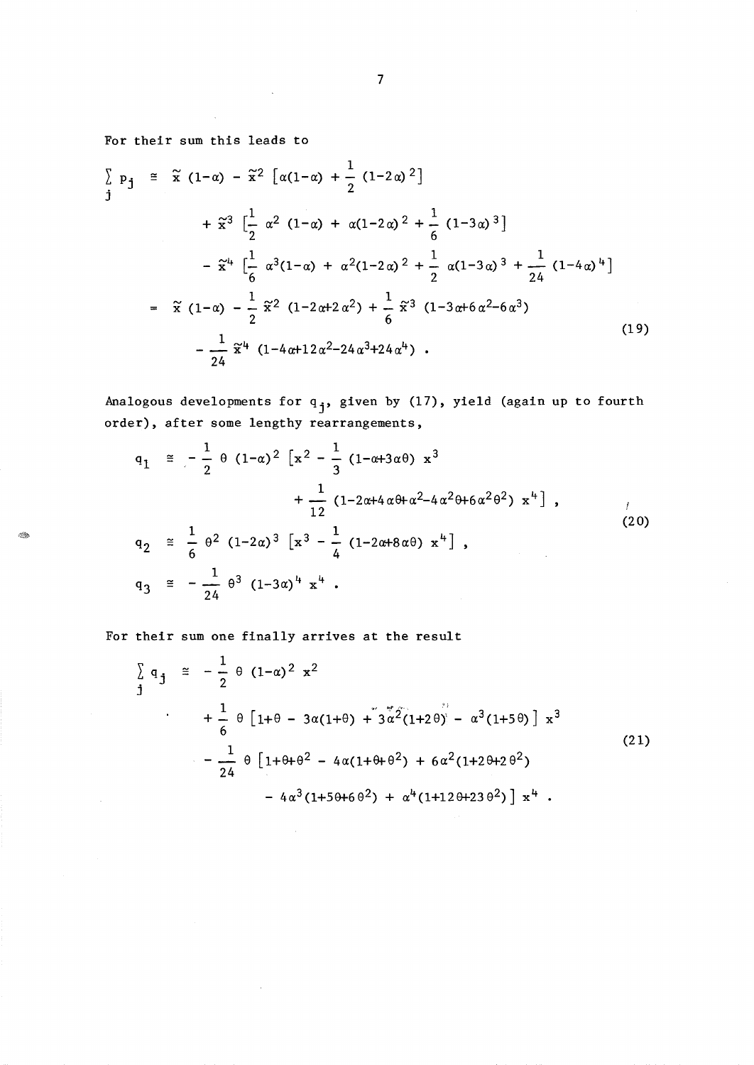For their sum this leads to

$$
\begin{aligned}
\sum_j p_j \;\cong\;& \tilde{x}\,(1-\alpha) - \tilde{x}^2\left[\alpha(1-\alpha) + \frac{1}{2}(1-2\alpha)^2\right] \\
&+ \tilde{x}^3\left[\frac{1}{2}\alpha^2(1-\alpha) + \alpha(1-2\alpha)^2 + \frac{1}{6}(1-3\alpha)^3\right] \\
&- \tilde{x}^4\left[\frac{1}{6}\alpha^3(1-\alpha) + \alpha^2(1-2\alpha)^2 + \frac{1}{2}\alpha(1-3\alpha)^3 + \frac{1}{24}(1-4\alpha)^4\right] \\
=\;& \tilde{x}\,(1-\alpha) - \frac{1}{2}\tilde{x}^2\,(1-2\alpha+2\alpha^2) + \frac{1}{6}\tilde{x}^3\,(1-3\alpha+6\alpha^2-6\alpha^3) \\
&- \frac{1}{24}\tilde{x}^4\,(1-4\alpha+12\alpha^2-24\alpha^3+24\alpha^4) \; .
\end{aligned}
\tag{19}
$$

Analogous developments for $q_j$, given by (17), yield (again up to fourth order), after some lengthy rearrangements,

$$
\begin{aligned}
q_1 \;&\cong\; -\frac{1}{2}\,\theta\,(1-\alpha)^2\left[x^2 - \frac{1}{3}(1-\alpha+3\alpha\theta)\,x^3\right. \\
&\qquad\qquad \left. + \frac{1}{12}(1-2\alpha+4\alpha\theta+\alpha^2-4\alpha^2\theta+6\alpha^2\theta^2)\,x^4\right] , \\
q_2 \;&\cong\; \frac{1}{6}\,\theta^2\,(1-2\alpha)^3\left[x^3 - \frac{1}{4}(1-2\alpha+8\alpha\theta)\,x^4\right] , \\
q_3 \;&\cong\; -\frac{1}{24}\,\theta^3\,(1-3\alpha)^4\,x^4 \; .
\end{aligned}
\tag{20}
$$

For their sum one finally arrives at the result

$$
\begin{aligned}
\sum_j q_j \;\cong\;& -\frac{1}{2}\,\theta\,(1-\alpha)^2\,x^2 \\
&+ \frac{1}{6}\,\theta\left[1+\theta - 3\alpha(1+\theta) + 3\alpha^2(1+2\theta) - \alpha^3(1+5\theta)\right] x^3 \\
&- \frac{1}{24}\,\theta\left[1+\theta+\theta^2 - 4\alpha(1+\theta+\theta^2) + 6\alpha^2(1+2\theta+2\theta^2)\right. \\
&\qquad \left. - 4\alpha^3(1+5\theta+6\theta^2) + \alpha^4(1+12\theta+23\theta^2)\right] x^4 \; .
\end{aligned}
\tag{21}
$$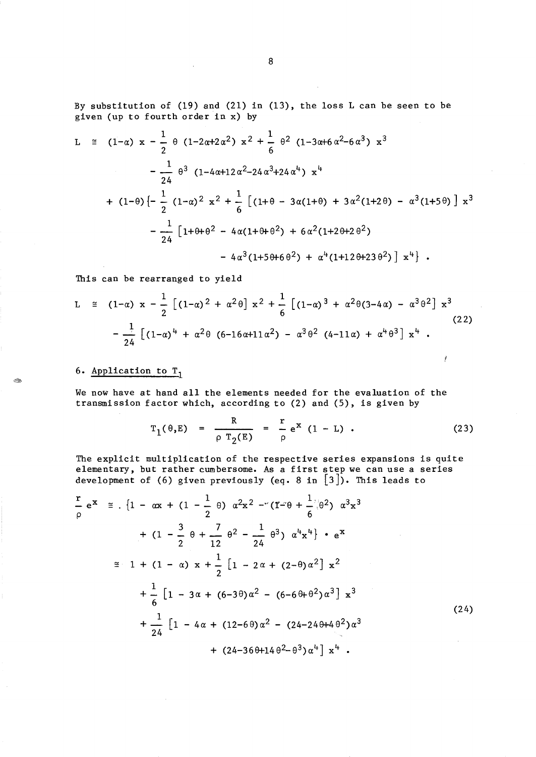By substitution of (19) and (21) in (13), the loss L can be seen to be given (up to fourth order in x) by

$$
\begin{aligned}
L \cong\ & (1-\alpha)\, x - \frac{1}{2}\,\theta\,(1-2\alpha+2\alpha^2)\, x^2 + \frac{1}{6}\,\theta^2\,(1-3\alpha+6\alpha^2-6\alpha^3)\, x^3 \\
& - \frac{1}{24}\,\theta^3\,(1-4\alpha+12\alpha^2-24\alpha^3+24\alpha^4)\, x^4 \\
& + (1-\theta)\Big\{-\frac{1}{2}\,(1-\alpha)^2\, x^2 + \frac{1}{6}\left[(1+\theta - 3\alpha(1+\theta) + 3\alpha^2(1+2\theta) - \alpha^3(1+5\theta)\right] x^3 \\
& - \frac{1}{24}\left[1+\theta+\theta^2 - 4\alpha(1+\theta+\theta^2) + 6\alpha^2(1+2\theta+2\theta^2)\right. \\
& \left. - 4\alpha^3(1+5\theta+6\theta^2) + \alpha^4(1+12\theta+23\theta^2)\right] x^4\Big\} .
\end{aligned}
$$

This can be rearranged to yield

$$
\begin{aligned}
L \cong\ & (1-\alpha)\, x - \frac{1}{2}\left[(1-\alpha)^2 + \alpha^2\theta\right] x^2 + \frac{1}{6}\left[(1-\alpha)^3 + \alpha^2\theta(3-4\alpha) - \alpha^3\theta^2\right] x^3 \\
& - \frac{1}{24}\left[(1-\alpha)^4 + \alpha^2\theta\,(6-16\alpha+11\alpha^2) - \alpha^3\theta^2\,(4-11\alpha) + \alpha^4\theta^3\right] x^4 .
\end{aligned}
\tag{22}
$$

## 6. Application to $T_1$

We now have at hand all the elements needed for the evaluation of the transmission factor which, according to (2) and (5), is given by

$$
T_1(\theta,E) = \frac{R}{\rho\, T_2(E)} = \frac{r}{\rho}\, e^x\, (1 - L) . \tag{23}
$$

The explicit multiplication of the respective series expansions is quite elementary, but rather cumbersome. As a first step we can use a series development of (6) given previously (eq. 8 in [3]). This leads to

$$
\begin{aligned}
\frac{r}{\rho}\, e^x \cong\ & \Big\{1 - \alpha x + (1 - \frac{1}{2}\,\theta)\,\alpha^2 x^2 - (1-\theta + \frac{1}{6}\,\theta^2)\,\alpha^3 x^3 \\
& + (1 - \frac{3}{2}\,\theta + \frac{7}{12}\,\theta^2 - \frac{1}{24}\,\theta^3)\,\alpha^4 x^4\Big\} \cdot e^x \\
\cong\ & 1 + (1 - \alpha)\, x + \frac{1}{2}\left[1 - 2\alpha + (2-\theta)\alpha^2\right] x^2 \\
& + \frac{1}{6}\left[1 - 3\alpha + (6-3\theta)\alpha^2 - (6-6\theta+\theta^2)\alpha^3\right] x^3 \\
& + \frac{1}{24}\left[1 - 4\alpha + (12-6\theta)\alpha^2 - (24-24\theta+4\theta^2)\alpha^3\right. \\
& \left. + (24-36\theta+14\theta^2-\theta^3)\alpha^4\right] x^4 .
\end{aligned}
\tag{24}
$$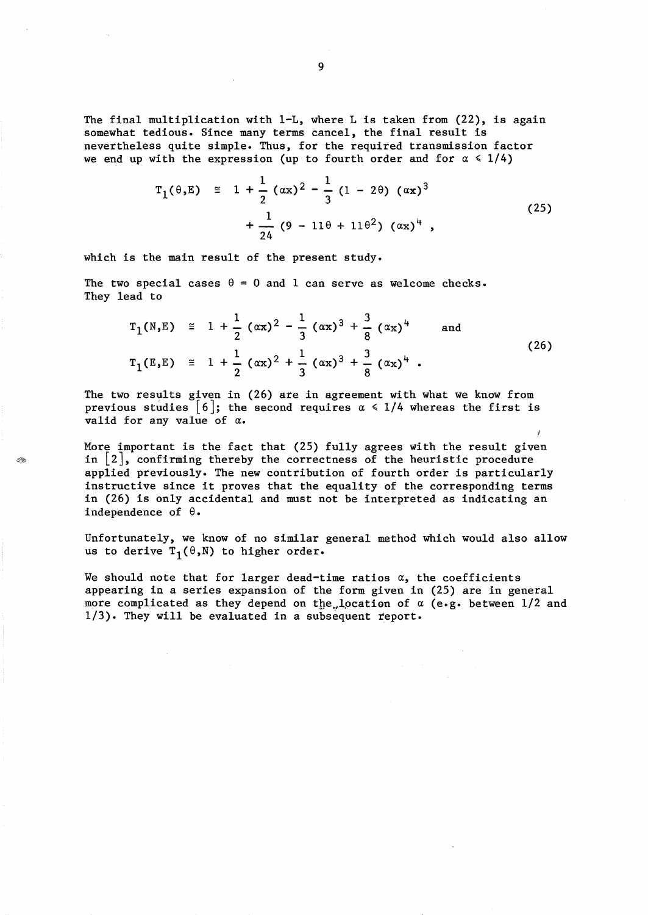The final multiplication with 1-L, where L is taken from (22), is again somewhat tedious. Since many terms cancel, the final result is nevertheless quite simple. Thus, for the required transmission factor we end up with the expression (up to fourth order and for $\alpha \leq 1/4$)

$$T_1(\theta,E) \cong 1 + \frac{1}{2}(\alpha x)^2 - \frac{1}{3}(1 - 2\theta)(\alpha x)^3 + \frac{1}{24}(9 - 11\theta + 11\theta^2)(\alpha x)^4 , \tag{25}$$

which is the main result of the present study.

The two special cases $\theta = 0$ and 1 can serve as welcome checks. They lead to

$$T_1(N,E) \cong 1 + \frac{1}{2}(\alpha x)^2 - \frac{1}{3}(\alpha x)^3 + \frac{3}{8}(\alpha x)^4 \quad \text{and}$$
$$T_1(E,E) \cong 1 + \frac{1}{2}(\alpha x)^2 + \frac{1}{3}(\alpha x)^3 + \frac{3}{8}(\alpha x)^4 . \tag{26}$$

The two results given in (26) are in agreement with what we know from previous studies [6]; the second requires $\alpha \leq 1/4$ whereas the first is valid for any value of $\alpha$.

More important is the fact that (25) fully agrees with the result given in [2], confirming thereby the correctness of the heuristic procedure applied previously. The new contribution of fourth order is particularly instructive since it proves that the equality of the corresponding terms in (26) is only accidental and must not be interpreted as indicating an independence of $\theta$.

Unfortunately, we know of no similar general method which would also allow us to derive $T_1(\theta,N)$ to higher order.

We should note that for larger dead-time ratios $\alpha$, the coefficients appearing in a series expansion of the form given in (25) are in general more complicated as they depend on the location of $\alpha$ (e.g. between 1/2 and 1/3). They will be evaluated in a subsequent report.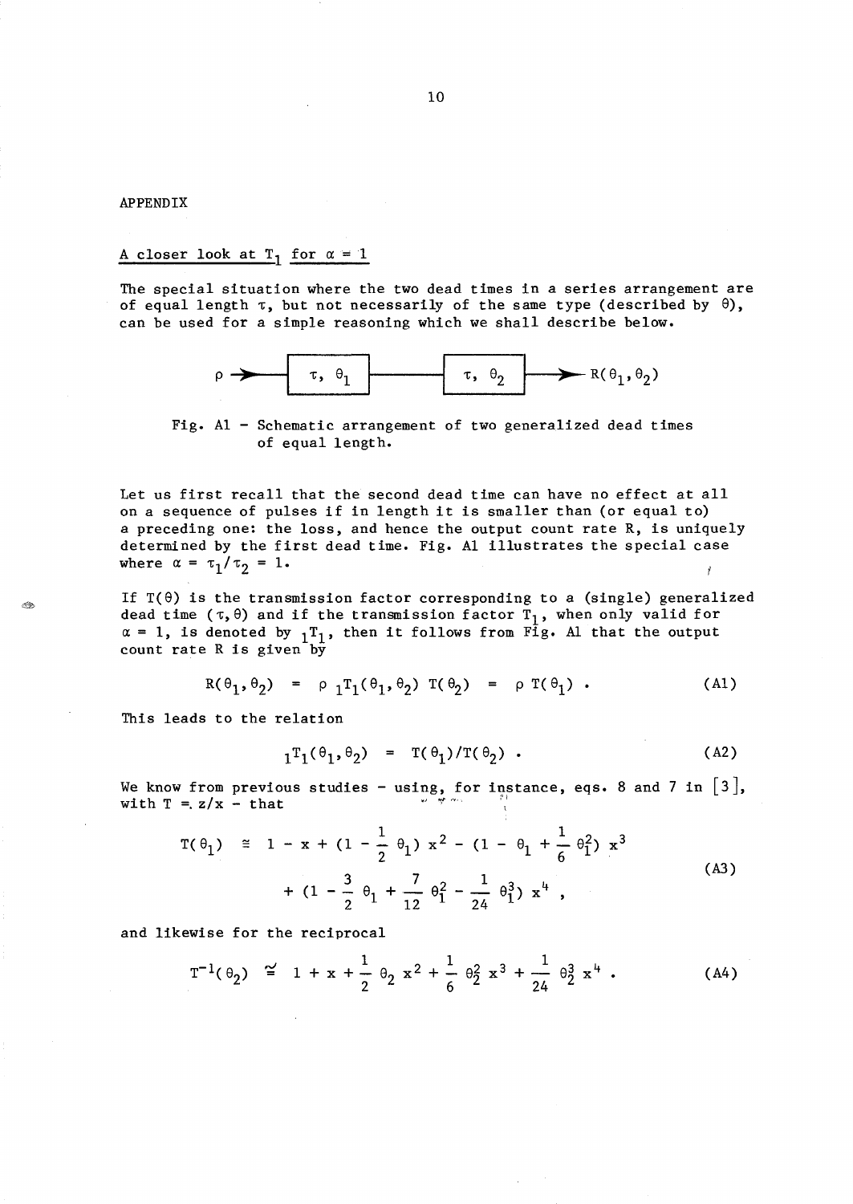APPENDIX

A closer look at $T_1$ for $\alpha = 1$

The special situation where the two dead times in a series arrangement are of equal length $\tau$, but not necessarily of the same type (described by $\theta$), can be used for a simple reasoning which we shall describe below.

$$\rho \longrightarrow \boxed{\tau,\ \theta_1} \longrightarrow \boxed{\tau,\ \theta_2} \longrightarrow R(\theta_1, \theta_2)$$

Fig. A1 – Schematic arrangement of two generalized dead times of equal length.

Let us first recall that the second dead time can have no effect at all on a sequence of pulses if in length it is smaller than (or equal to) a preceding one: the loss, and hence the output count rate R, is uniquely determined by the first dead time. Fig. A1 illustrates the special case where $\alpha = \tau_1/\tau_2 = 1$.

If $T(\theta)$ is the transmission factor corresponding to a (single) generalized dead time $(\tau, \theta)$ and if the transmission factor $T_1$, when only valid for $\alpha = 1$, is denoted by ${}_1T_1$, then it follows from Fig. A1 that the output count rate R is given by

$$R(\theta_1, \theta_2) \;=\; \rho\ {}_1T_1(\theta_1, \theta_2)\ T(\theta_2) \;=\; \rho\ T(\theta_1) \ . \tag{A1}$$

This leads to the relation

$${}_1T_1(\theta_1, \theta_2) \;=\; T(\theta_1)/T(\theta_2) \ . \tag{A2}$$

We know from previous studies – using, for instance, eqs. 8 and 7 in [3], with $T = z/x$ – that

$$\begin{aligned} T(\theta_1) \;\cong\; & 1 - x + (1 - \frac{1}{2}\,\theta_1)\,x^2 - (1 - \theta_1 + \frac{1}{6}\,\theta_1^2)\,x^3 \\ & + (1 - \frac{3}{2}\,\theta_1 + \frac{7}{12}\,\theta_1^2 - \frac{1}{24}\,\theta_1^3)\,x^4 \ , \end{aligned} \tag{A3}$$

and likewise for the reciprocal

$$T^{-1}(\theta_2) \;\cong\; 1 + x + \frac{1}{2}\,\theta_2\,x^2 + \frac{1}{6}\,\theta_2^2\,x^3 + \frac{1}{24}\,\theta_2^3\,x^4 \ . \tag{A4}$$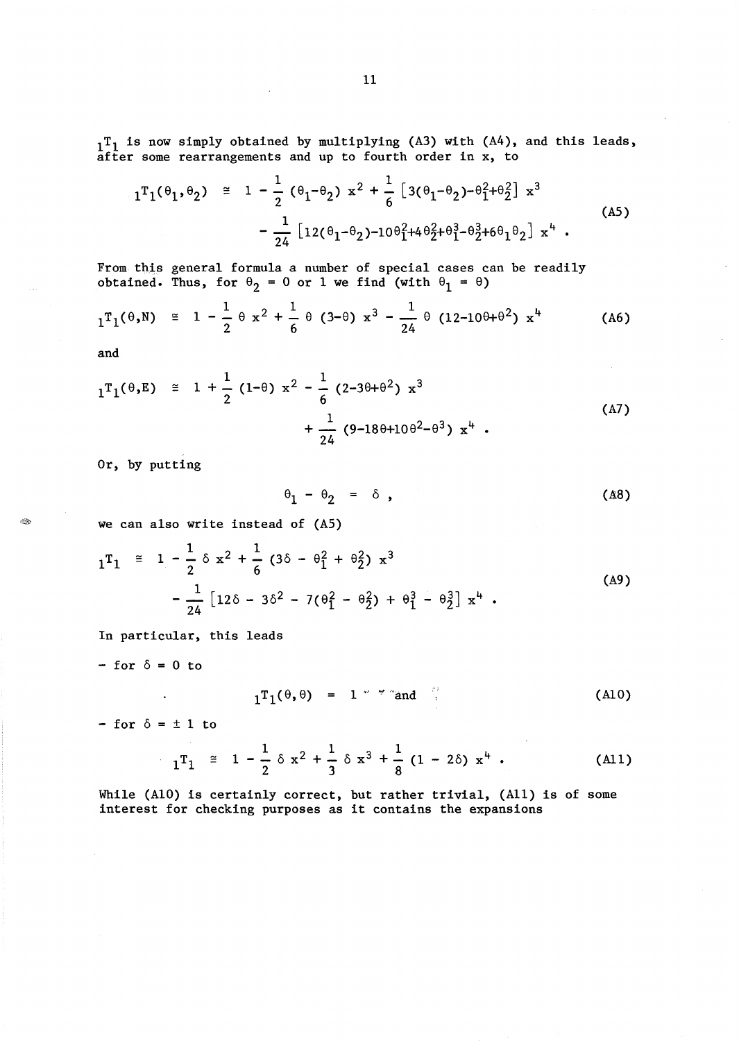$_1T_1$ is now simply obtained by multiplying (A3) with (A4), and this leads, after some rearrangements and up to fourth order in x, to

$$
\begin{aligned}
{}_1T_1(\theta_1,\theta_2) \;\cong\; & 1 - \frac{1}{2}(\theta_1-\theta_2)\,x^2 + \frac{1}{6}\left[3(\theta_1-\theta_2)-\theta_1^2+\theta_2^2\right] x^3 \\
& - \frac{1}{24}\left[12(\theta_1-\theta_2)-10\theta_1^2+4\theta_2^2+\theta_1^3-\theta_2^3+6\theta_1\theta_2\right] x^4 \; .
\end{aligned}
\tag{A5}
$$

From this general formula a number of special cases can be readily obtained. Thus, for $\theta_2 = 0$ or $1$ we find (with $\theta_1 = \theta$)

$$
{}_1T_1(\theta,N) \;\cong\; 1 - \frac{1}{2}\,\theta\, x^2 + \frac{1}{6}\,\theta\,(3-\theta)\, x^3 - \frac{1}{24}\,\theta\,(12-10\theta+\theta^2)\, x^4 \tag{A6}
$$

and

$$
\begin{aligned}
{}_1T_1(\theta,E) \;\cong\; & 1 + \frac{1}{2}(1-\theta)\, x^2 - \frac{1}{6}(2-3\theta+\theta^2)\, x^3 \\
& + \frac{1}{24}(9-18\theta+10\theta^2-\theta^3)\, x^4 \; .
\end{aligned}
\tag{A7}
$$

Or, by putting

$$
\theta_1 - \theta_2 = \delta \; , \tag{A8}
$$

we can also write instead of (A5)

$$
\begin{aligned}
{}_1T_1 \;\cong\; & 1 - \frac{1}{2}\,\delta\, x^2 + \frac{1}{6}(3\delta - \theta_1^2 + \theta_2^2)\, x^3 \\
& - \frac{1}{24}\left[12\delta - 3\delta^2 - 7(\theta_1^2 - \theta_2^2) + \theta_1^3 - \theta_2^3\right] x^4 \; .
\end{aligned}
\tag{A9}
$$

In particular, this leads

- for $\delta = 0$ to

$$
{}_1T_1(\theta,\theta) = 1 \quad \text{and} \tag{A10}
$$

- for $\delta = \pm 1$ to

$$
{}_1T_1 \;\cong\; 1 - \frac{1}{2}\,\delta\, x^2 + \frac{1}{3}\,\delta\, x^3 + \frac{1}{8}(1 - 2\delta)\, x^4 \; . \tag{A11}
$$

While (A10) is certainly correct, but rather trivial, (A11) is of some interest for checking purposes as it contains the expansions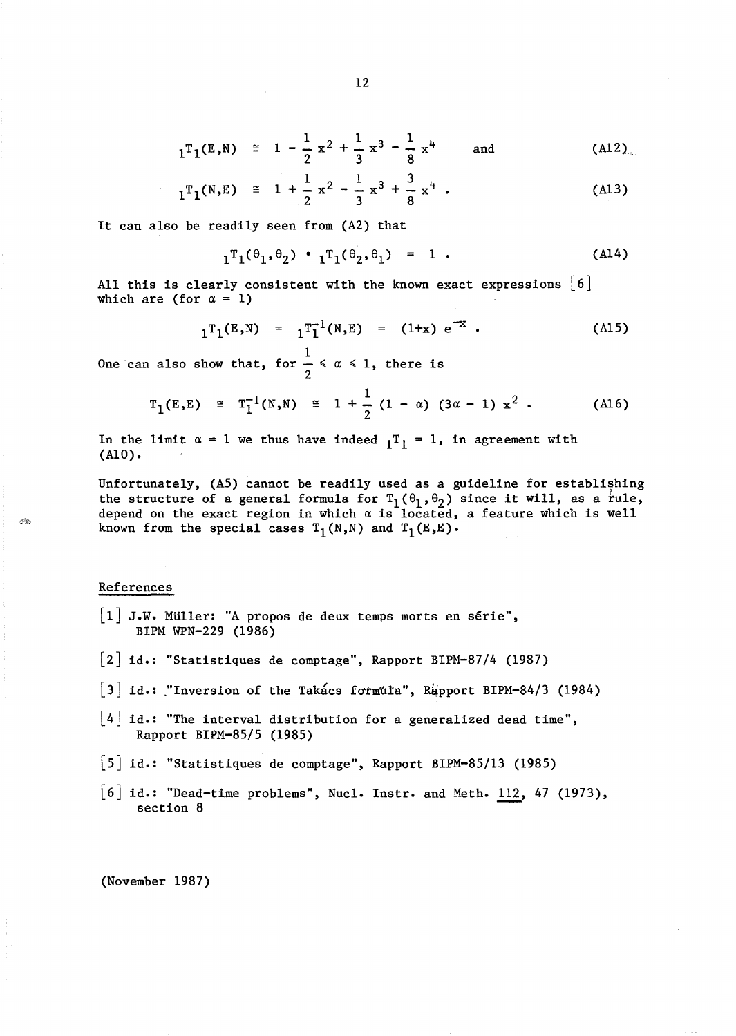$$ {}_1T_1(E,N) \;\cong\; 1 - \frac{1}{2}\,x^2 + \frac{1}{3}\,x^3 - \frac{1}{8}\,x^4 \qquad \text{and} \tag{A12} $$

$$ {}_1T_1(N,E) \;\cong\; 1 + \frac{1}{2}\,x^2 - \frac{1}{3}\,x^3 + \frac{3}{8}\,x^4 \;. \tag{A13} $$

It can also be readily seen from (A2) that

$$ {}_1T_1(\theta_1,\theta_2) \cdot {}_1T_1(\theta_2,\theta_1) \;=\; 1 \;. \tag{A14} $$

All this is clearly consistent with the known exact expressions [6] which are (for $\alpha = 1$)

$$ {}_1T_1(E,N) \;=\; {}_1T_1^{-1}(N,E) \;=\; (1+x)\;e^{-x} \;. \tag{A15} $$

One can also show that, for $\frac{1}{2} \leq \alpha \leq 1$, there is

$$ T_1(E,E) \;\cong\; T_1^{-1}(N,N) \;\cong\; 1 + \frac{1}{2}\,(1-\alpha)\;(3\alpha - 1)\;x^2 \;. \tag{A16} $$

In the limit $\alpha = 1$ we thus have indeed ${}_1T_1 = 1$, in agreement with (A10).

Unfortunately, (A5) cannot be readily used as a guideline for establishing the structure of a general formula for $T_1(\theta_1,\theta_2)$ since it will, as a rule, depend on the exact region in which $\alpha$ is located, a feature which is well known from the special cases $T_1(N,N)$ and $T_1(E,E)$.

## References

[1] J.W. Müller: "A propos de deux temps morts en série", BIPM WPN-229 (1986)

[2] id.: "Statistiques de comptage", Rapport BIPM-87/4 (1987)

[3] id.: "Inversion of the Takács formula", Rapport BIPM-84/3 (1984)

[4] id.: "The interval distribution for a generalized dead time", Rapport BIPM-85/5 (1985)

[5] id.: "Statistiques de comptage", Rapport BIPM-85/13 (1985)

[6] id.: "Dead-time problems", Nucl. Instr. and Meth. 112, 47 (1973), section 8

(November 1987)